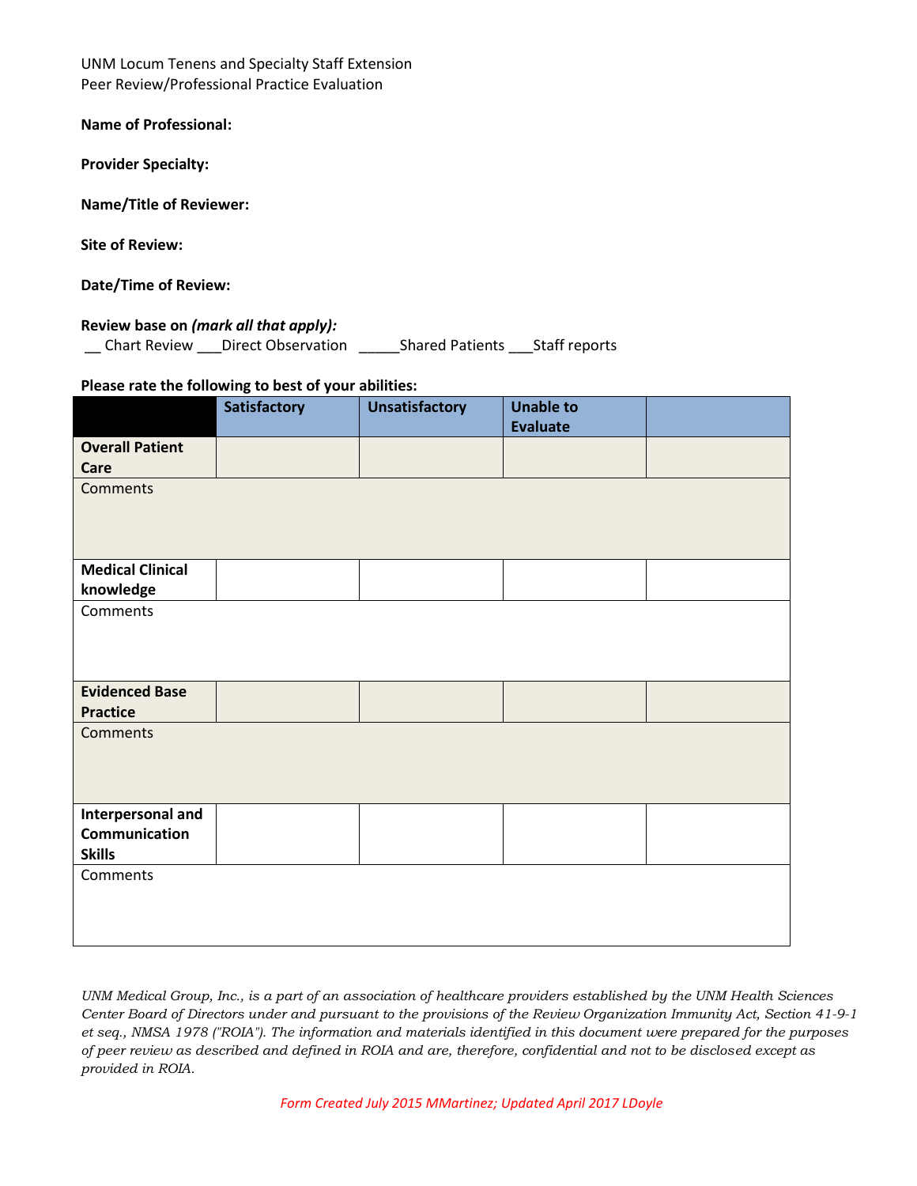UNM Locum Tenens and Specialty Staff Extension
Peer Review/Professional Practice Evaluation

**Name of Professional:**

**Provider Specialty:**

**Name/Title of Reviewer:**

**Site of Review:**

**Date/Time of Review:**

**Review base on *(mark all that apply)*:**
__ Chart Review ___Direct Observation _____Shared Patients ___Staff reports

**Please rate the following to best of your abilities:**

| | Satisfactory | Unsatisfactory | Unable to Evaluate | |
|---|---|---|---|---|
| **Overall Patient Care** | | | | |
| Comments | | | | |
| **Medical Clinical knowledge** | | | | |
| Comments | | | | |
| **Evidenced Base Practice** | | | | |
| Comments | | | | |
| **Interpersonal and Communication Skills** | | | | |
| Comments | | | | |

*UNM Medical Group, Inc., is a part of an association of healthcare providers established by the UNM Health Sciences Center Board of Directors under and pursuant to the provisions of the Review Organization Immunity Act, Section 41-9-1 et seq., NMSA 1978 ("ROIA"). The information and materials identified in this document were prepared for the purposes of peer review as described and defined in ROIA and are, therefore, confidential and not to be disclosed except as provided in ROIA.*

*Form Created July 2015 MMartinez; Updated April 2017 LDoyle*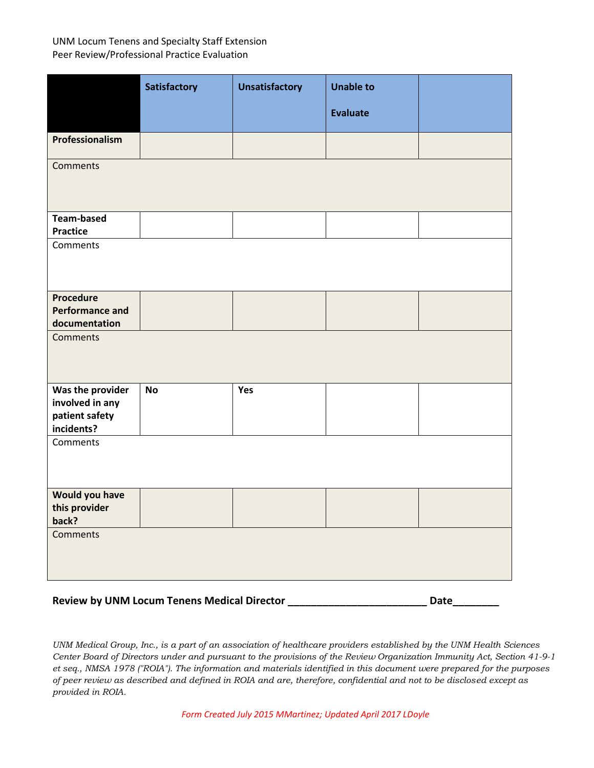UNM Locum Tenens and Specialty Staff Extension
Peer Review/Professional Practice Evaluation

| | Satisfactory | Unsatisfactory | Unable to Evaluate | |
|---|---|---|---|---|
| **Professionalism** | | | | |
| Comments | | | | |
| **Team-based Practice** | | | | |
| Comments | | | | |
| **Procedure Performance and documentation** | | | | |
| Comments | | | | |
| **Was the provider involved in any patient safety incidents?** | **No** | **Yes** | | |
| Comments | | | | |
| **Would you have this provider back?** | | | | |
| Comments | | | | |

**Review by UNM Locum Tenens Medical Director ________________________ Date________**

*UNM Medical Group, Inc., is a part of an association of healthcare providers established by the UNM Health Sciences Center Board of Directors under and pursuant to the provisions of the Review Organization Immunity Act, Section 41-9-1 et seq., NMSA 1978 ("ROIA"). The information and materials identified in this document were prepared for the purposes of peer review as described and defined in ROIA and are, therefore, confidential and not to be disclosed except as provided in ROIA.*

*Form Created July 2015 MMartinez; Updated April 2017 LDoyle*